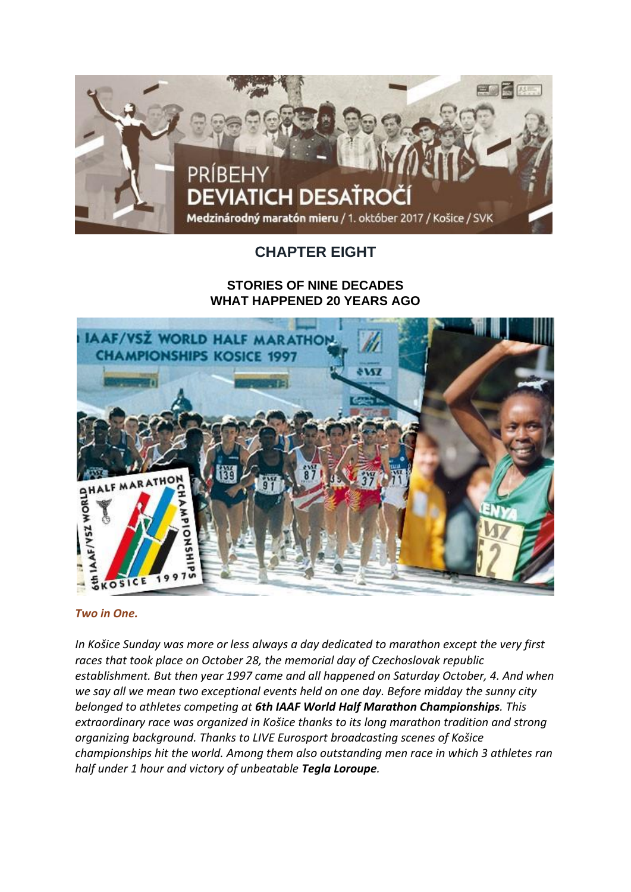# CHAPTER EIGHT

## STORIES OF NINE DECADES
## WHAT HAPPENED 20 YEARS AGO

***Two in One.***

*In Košice Sunday was more or less always a day dedicated to marathon except the very first races that took place on October 28, the memorial day of Czechoslovak republic establishment. But then year 1997 came and all happened on Saturday October, 4. And when we say all we mean two exceptional events held on one day. Before midday the sunny city belonged to athletes competing at **6th IAAF World Half Marathon Championships**. This extraordinary race was organized in Košice thanks to its long marathon tradition and strong organizing background. Thanks to LIVE Eurosport broadcasting scenes of Košice championships hit the world. Among them also outstanding men race in which 3 athletes ran half under 1 hour and victory of unbeatable **Tegla Loroupe**.*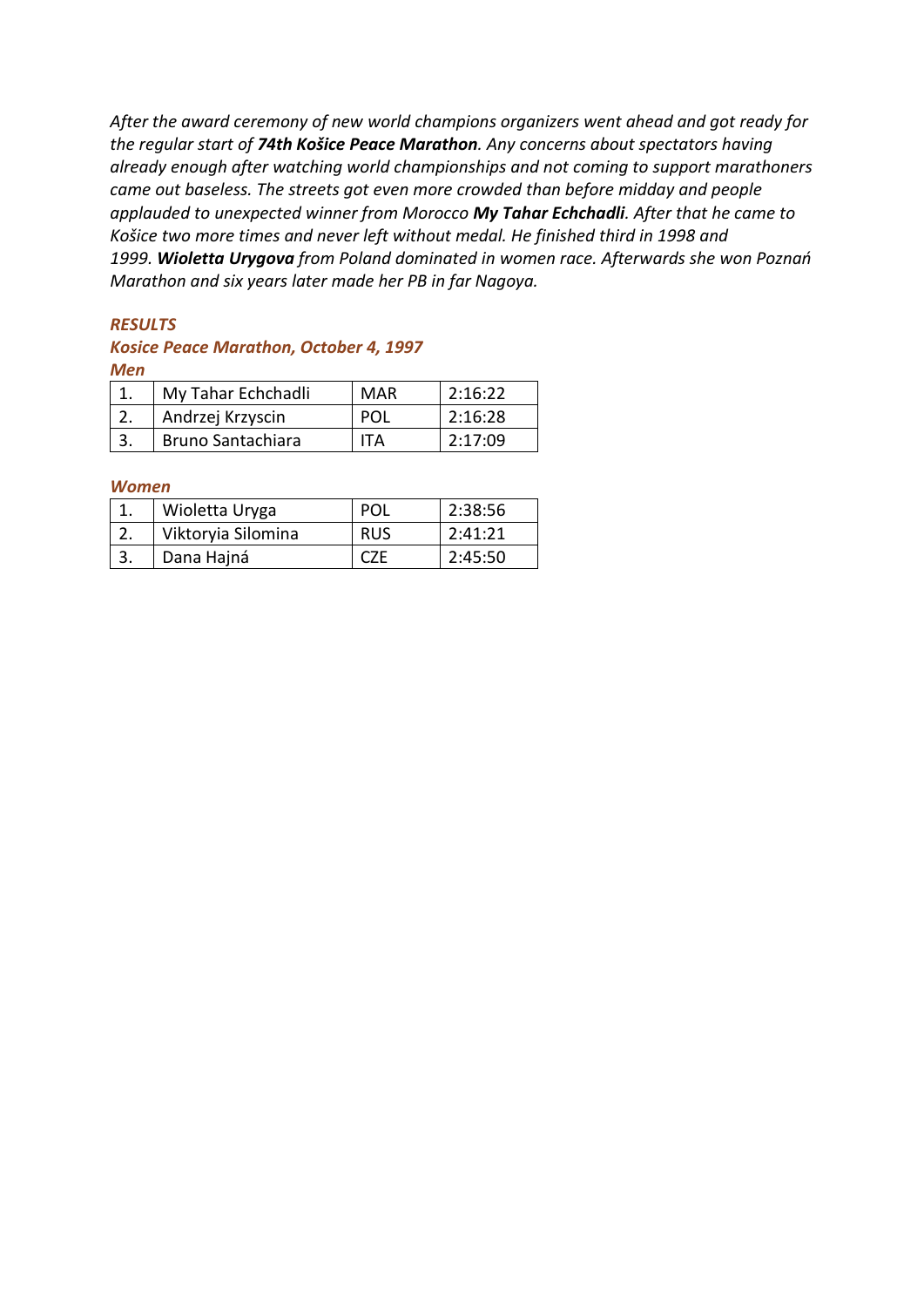*After the award ceremony of new world champions organizers went ahead and got ready for the regular start of **74th Košice Peace Marathon**. Any concerns about spectators having already enough after watching world championships and not coming to support marathoners came out baseless. The streets got even more crowded than before midday and people applauded to unexpected winner from Morocco **My Tahar Echchadli**. After that he came to Košice two more times and never left without medal. He finished third in 1998 and 1999. **Wioletta Urygova** from Poland dominated in women race. Afterwards she won Poznań Marathon and six years later made her PB in far Nagoya.*

***RESULTS***

***Kosice Peace Marathon, October 4, 1997***

***Men***

| | | | |
|---|---|---|---|
| 1. | My Tahar Echchadli | MAR | 2:16:22 |
| 2. | Andrzej Krzyscin | POL | 2:16:28 |
| 3. | Bruno Santachiara | ITA | 2:17:09 |

***Women***

| | | | |
|---|---|---|---|
| 1. | Wioletta Uryga | POL | 2:38:56 |
| 2. | Viktoryia Silomina | RUS | 2:41:21 |
| 3. | Dana Hajná | CZE | 2:45:50 |